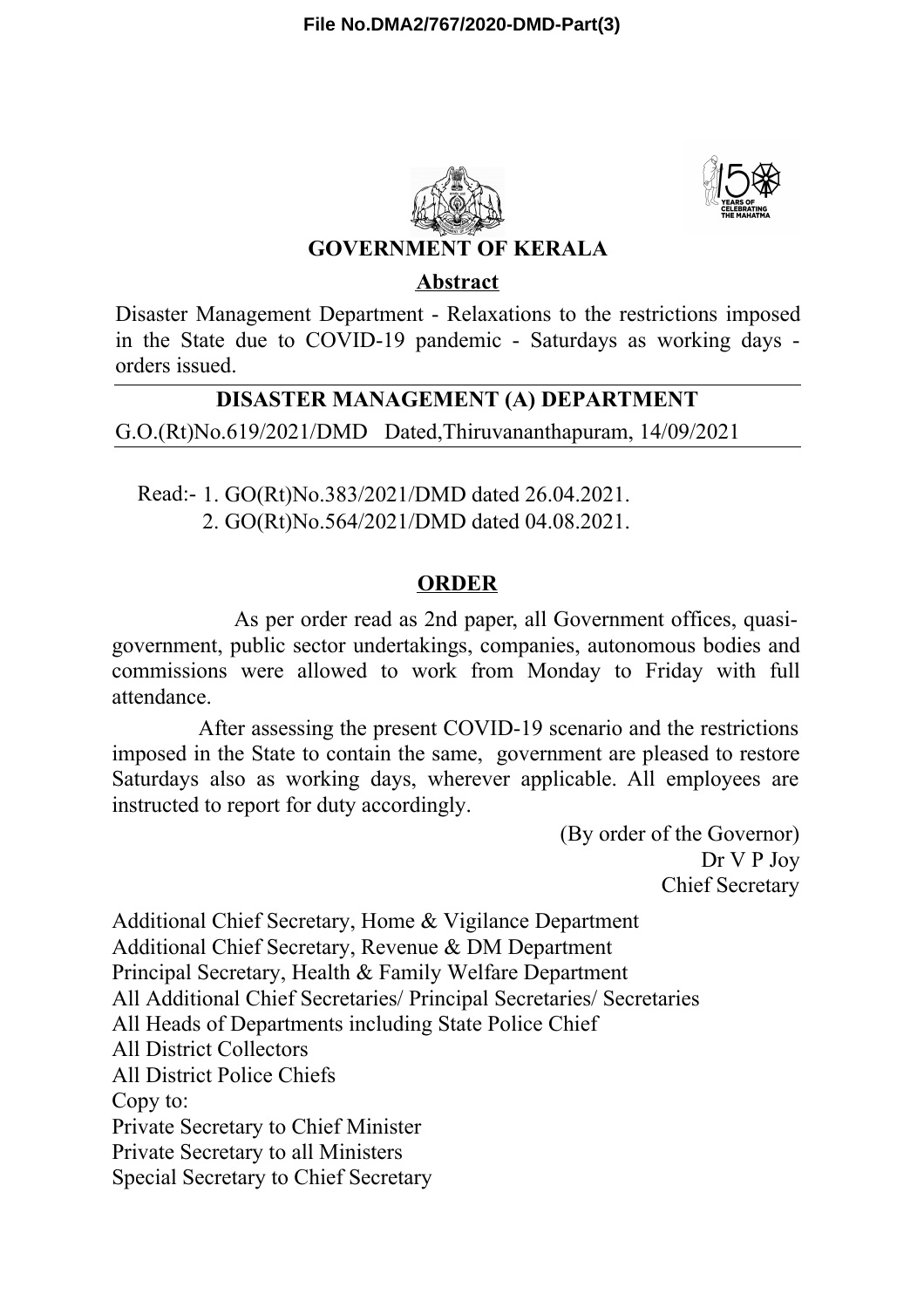File No.DMA2/767/2020-DMD-Part(3)

# GOVERNMENT OF KERALA

## Abstract

Disaster Management Department - Relaxations to the restrictions imposed in the State due to COVID-19 pandemic - Saturdays as working days - orders issued.

## DISASTER MANAGEMENT (A) DEPARTMENT

G.O.(Rt)No.619/2021/DMD Dated,Thiruvananthapuram, 14/09/2021

Read:- 1. GO(Rt)No.383/2021/DMD dated 26.04.2021.
2. GO(Rt)No.564/2021/DMD dated 04.08.2021.

## ORDER

As per order read as 2nd paper, all Government offices, quasi-government, public sector undertakings, companies, autonomous bodies and commissions were allowed to work from Monday to Friday with full attendance.

After assessing the present COVID-19 scenario and the restrictions imposed in the State to contain the same, government are pleased to restore Saturdays also as working days, wherever applicable. All employees are instructed to report for duty accordingly.

(By order of the Governor)
Dr V P Joy
Chief Secretary

Additional Chief Secretary, Home & Vigilance Department
Additional Chief Secretary, Revenue & DM Department
Principal Secretary, Health & Family Welfare Department
All Additional Chief Secretaries/ Principal Secretaries/ Secretaries
All Heads of Departments including State Police Chief
All District Collectors
All District Police Chiefs
Copy to:
Private Secretary to Chief Minister
Private Secretary to all Ministers
Special Secretary to Chief Secretary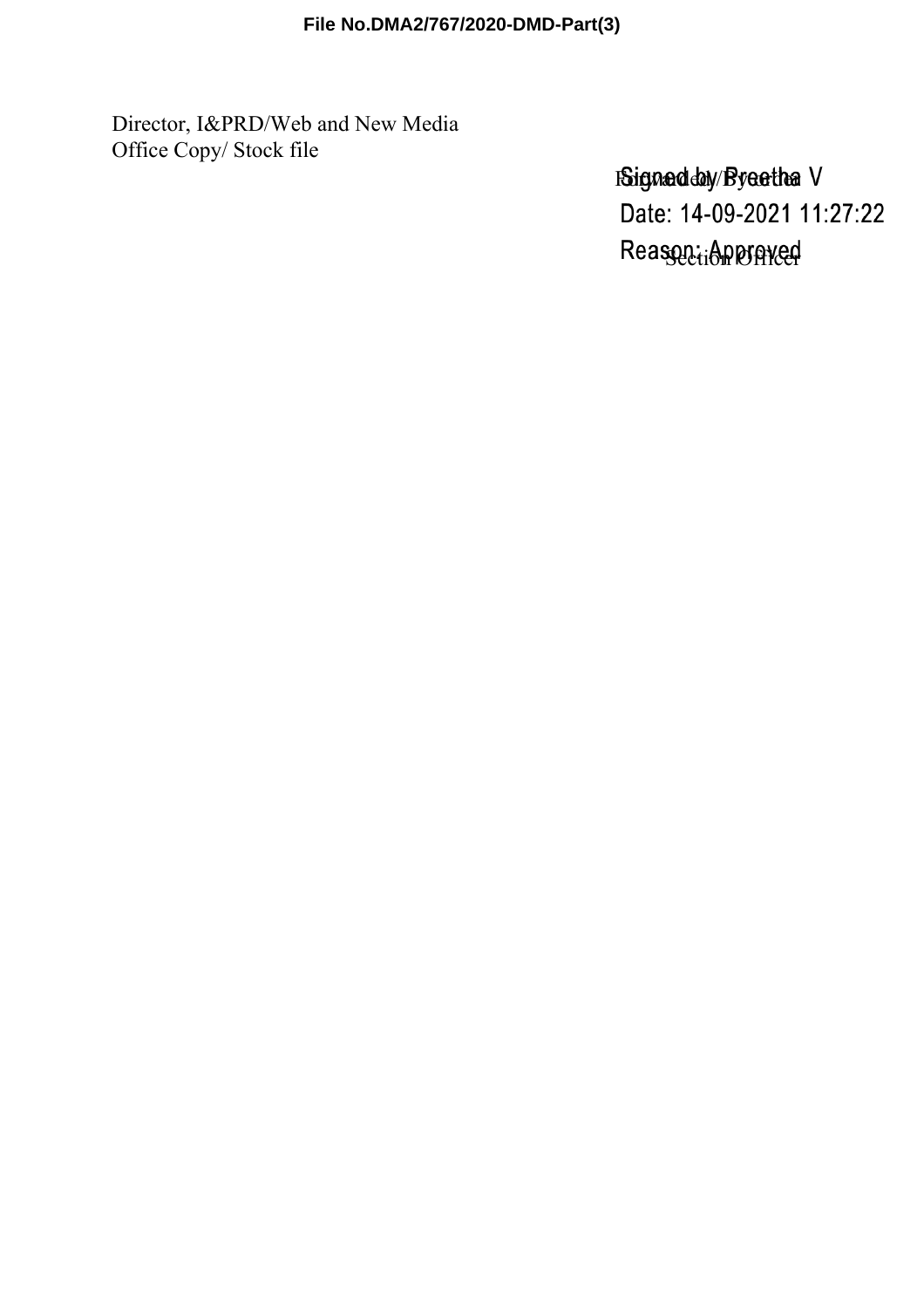Director, I&PRD/Web and New Media
Office Copy/ Stock file

Forwarded/By order

Section Officer

Signed by Preetha V
Date: 14-09-2021 11:27:22
Reason: Approved